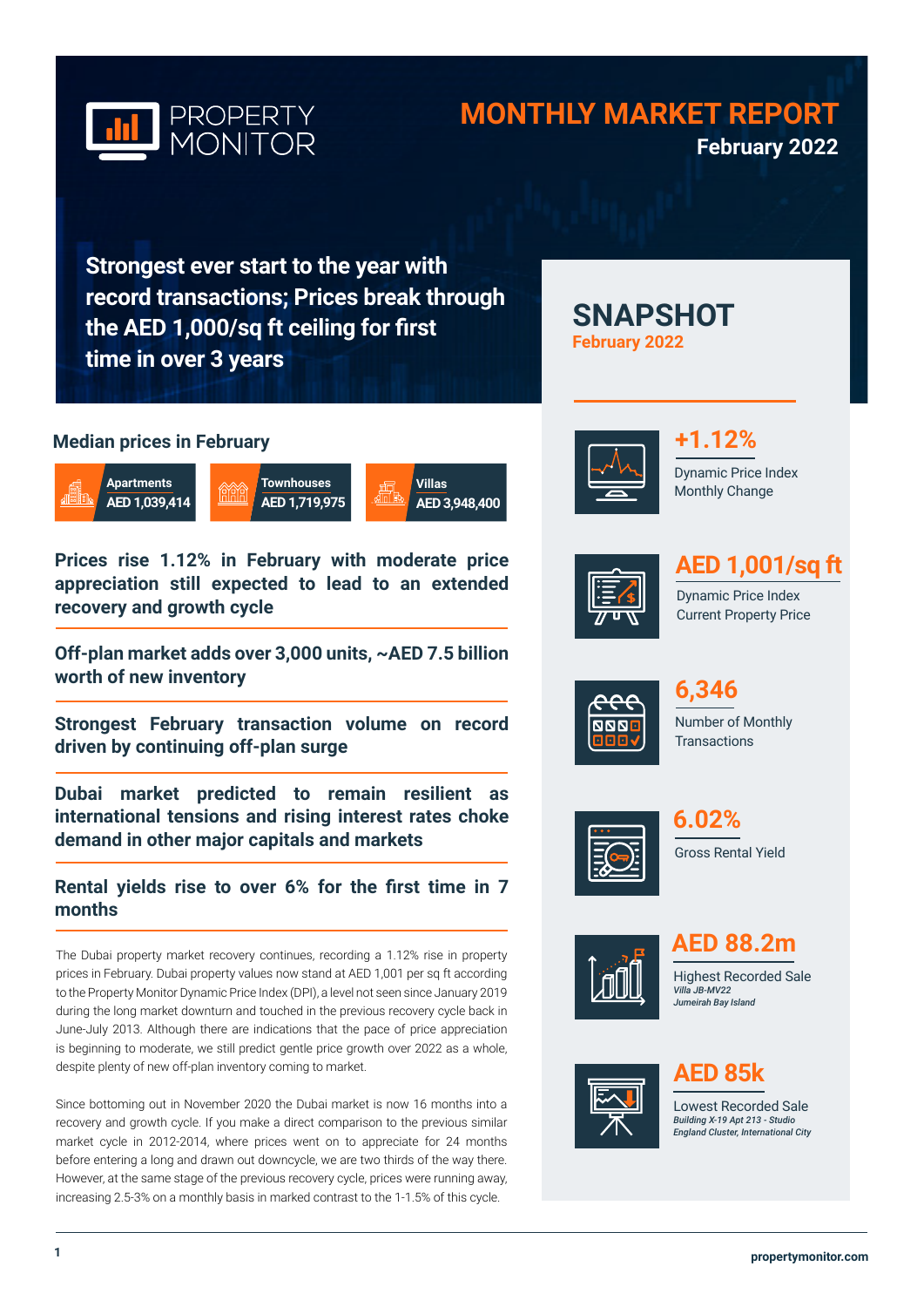PROPERTY MONITOR

# MONTHLY MARKET REPORT

**February 2022**

## Strongest ever start to the year with record transactions; Prices break through the AED 1,000/sq ft ceiling for first time in over 3 years

### Median prices in February

| Apartments | Townhouses | Villas |
|---|---|---|
| AED 1,039,414 | AED 1,719,975 | AED 3,948,400 |

### Prices rise 1.12% in February with moderate price appreciation still expected to lead to an extended recovery and growth cycle

### Off-plan market adds over 3,000 units, ~AED 7.5 billion worth of new inventory

### Strongest February transaction volume on record driven by continuing off-plan surge

### Dubai market predicted to remain resilient as international tensions and rising interest rates choke demand in other major capitals and markets

### Rental yields rise to over 6% for the first time in 7 months

The Dubai property market recovery continues, recording a 1.12% rise in property prices in February. Dubai property values now stand at AED 1,001 per sq ft according to the Property Monitor Dynamic Price Index (DPI), a level not seen since January 2019 during the long market downturn and touched in the previous recovery cycle back in June-July 2013. Although there are indications that the pace of price appreciation is beginning to moderate, we still predict gentle price growth over 2022 as a whole, despite plenty of new off-plan inventory coming to market.

Since bottoming out in November 2020 the Dubai market is now 16 months into a recovery and growth cycle. If you make a direct comparison to the previous similar market cycle in 2012-2014, where prices went on to appreciate for 24 months before entering a long and drawn out downcycle, we are two thirds of the way there. However, at the same stage of the previous recovery cycle, prices were running away, increasing 2.5-3% on a monthly basis in marked contrast to the 1-1.5% of this cycle.

## SNAPSHOT

**February 2022**

**+1.12%**
Dynamic Price Index Monthly Change

**AED 1,001/sq ft**
Dynamic Price Index Current Property Price

**6,346**
Number of Monthly Transactions

**6.02%**
Gross Rental Yield

**AED 88.2m**
Highest Recorded Sale
*Villa JB-MV22*
*Jumeirah Bay Island*

**AED 85k**
Lowest Recorded Sale
*Building X-19 Apt 213 - Studio*
*England Cluster, International City*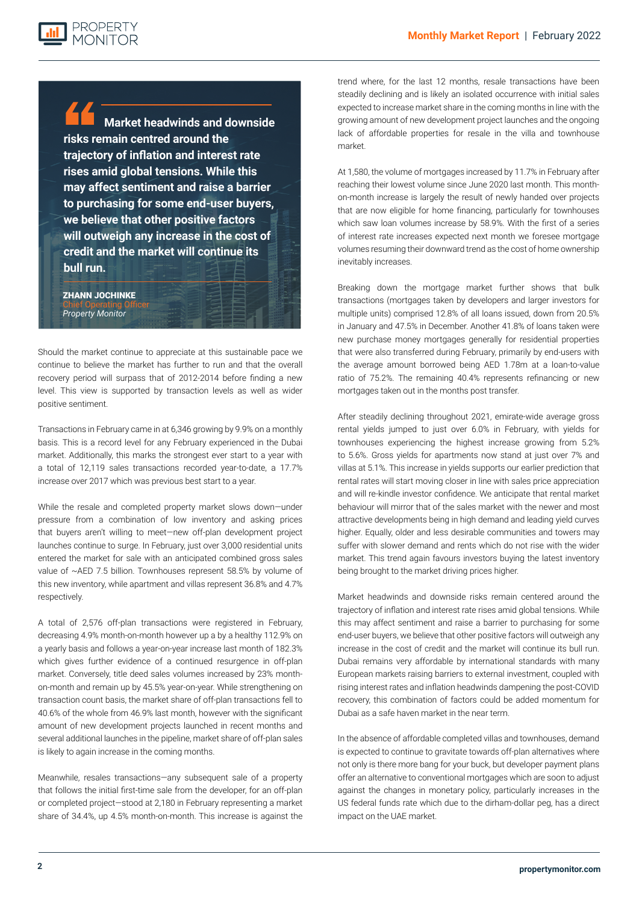> **Market headwinds and downside risks remain centred around the trajectory of inflation and interest rate rises amid global tensions. While this may affect sentiment and raise a barrier to purchasing for some end-user buyers, we believe that other positive factors will outweigh any increase in the cost of credit and the market will continue its bull run.**
>
> **ZHANN JOCHINKE**
> Chief Operating Officer
> *Property Monitor*

Should the market continue to appreciate at this sustainable pace we continue to believe the market has further to run and that the overall recovery period will surpass that of 2012-2014 before finding a new level. This view is supported by transaction levels as well as wider positive sentiment.

Transactions in February came in at 6,346 growing by 9.9% on a monthly basis. This is a record level for any February experienced in the Dubai market. Additionally, this marks the strongest ever start to a year with a total of 12,119 sales transactions recorded year-to-date, a 17.7% increase over 2017 which was previous best start to a year.

While the resale and completed property market slows down—under pressure from a combination of low inventory and asking prices that buyers aren't willing to meet—new off-plan development project launches continue to surge. In February, just over 3,000 residential units entered the market for sale with an anticipated combined gross sales value of ~AED 7.5 billion. Townhouses represent 58.5% by volume of this new inventory, while apartment and villas represent 36.8% and 4.7% respectively.

A total of 2,576 off-plan transactions were registered in February, decreasing 4.9% month-on-month however up a by a healthy 112.9% on a yearly basis and follows a year-on-year increase last month of 182.3% which gives further evidence of a continued resurgence in off-plan market. Conversely, title deed sales volumes increased by 23% month-on-month and remain up by 45.5% year-on-year. While strengthening on transaction count basis, the market share of off-plan transactions fell to 40.6% of the whole from 46.9% last month, however with the significant amount of new development projects launched in recent months and several additional launches in the pipeline, market share of off-plan sales is likely to again increase in the coming months.

Meanwhile, resales transactions—any subsequent sale of a property that follows the initial first-time sale from the developer, for an off-plan or completed project—stood at 2,180 in February representing a market share of 34.4%, up 4.5% month-on-month. This increase is against the trend where, for the last 12 months, resale transactions have been steadily declining and is likely an isolated occurrence with initial sales expected to increase market share in the coming months in line with the growing amount of new development project launches and the ongoing lack of affordable properties for resale in the villa and townhouse market.

At 1,580, the volume of mortgages increased by 11.7% in February after reaching their lowest volume since June 2020 last month. This month-on-month increase is largely the result of newly handed over projects that are now eligible for home financing, particularly for townhouses which saw loan volumes increase by 58.9%. With the first of a series of interest rate increases expected next month we foresee mortgage volumes resuming their downward trend as the cost of home ownership inevitably increases.

Breaking down the mortgage market further shows that bulk transactions (mortgages taken by developers and larger investors for multiple units) comprised 12.8% of all loans issued, down from 20.5% in January and 47.5% in December. Another 41.8% of loans taken were new purchase money mortgages generally for residential properties that were also transferred during February, primarily by end-users with the average amount borrowed being AED 1.78m at a loan-to-value ratio of 75.2%. The remaining 40.4% represents refinancing or new mortgages taken out in the months post transfer.

After steadily declining throughout 2021, emirate-wide average gross rental yields jumped to just over 6.0% in February, with yields for townhouses experiencing the highest increase growing from 5.2% to 5.6%. Gross yields for apartments now stand at just over 7% and villas at 5.1%. This increase in yields supports our earlier prediction that rental rates will start moving closer in line with sales price appreciation and will re-kindle investor confidence. We anticipate that rental market behaviour will mirror that of the sales market with the newer and most attractive developments being in high demand and leading yield curves higher. Equally, older and less desirable communities and towers may suffer with slower demand and rents which do not rise with the wider market. This trend again favours investors buying the latest inventory being brought to the market driving prices higher.

Market headwinds and downside risks remain centered around the trajectory of inflation and interest rate rises amid global tensions. While this may affect sentiment and raise a barrier to purchasing for some end-user buyers, we believe that other positive factors will outweigh any increase in the cost of credit and the market will continue its bull run. Dubai remains very affordable by international standards with many European markets raising barriers to external investment, coupled with rising interest rates and inflation headwinds dampening the post-COVID recovery, this combination of factors could be added momentum for Dubai as a safe haven market in the near term.

In the absence of affordable completed villas and townhouses, demand is expected to continue to gravitate towards off-plan alternatives where not only is there more bang for your buck, but developer payment plans offer an alternative to conventional mortgages which are soon to adjust against the changes in monetary policy, particularly increases in the US federal funds rate which due to the dirham-dollar peg, has a direct impact on the UAE market.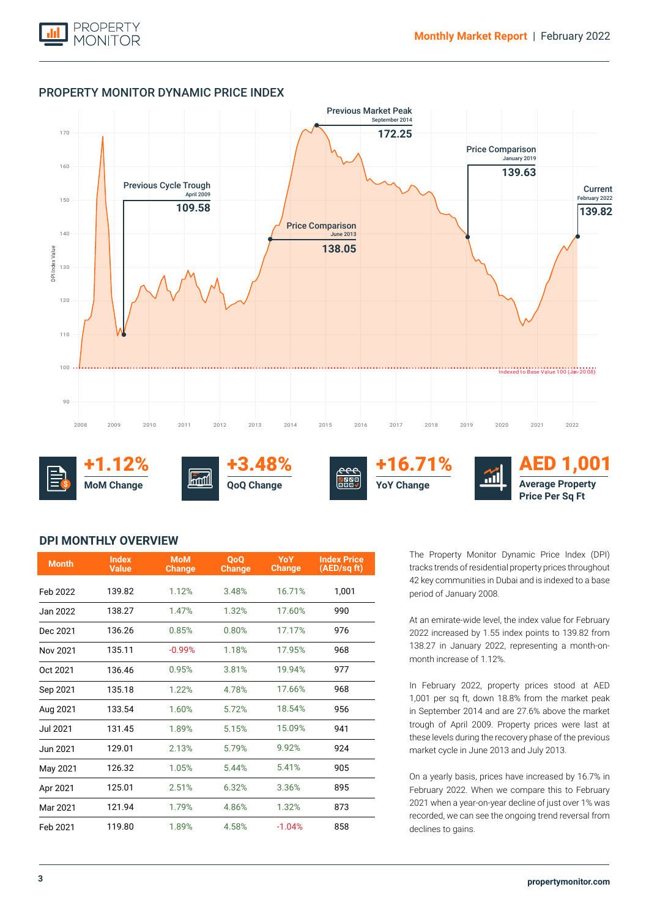## PROPERTY MONITOR DYNAMIC PRICE INDEX

Previous Market Peak
September 2014
172.25

Price Comparison
January 2019
139.63

Current
February 2022
139.82

Previous Cycle Trough
April 2009
109.58

Price Comparison
June 2013
138.05

Indexed to Base Value 100 (Jan-2008)

**+1.12%** MoM Change

**+3.48%** QoQ Change

**+16.71%** YoY Change

**AED 1,001** Average Property Price Per Sq Ft

## DPI MONTHLY OVERVIEW

| Month | Index Value | MoM Change | QoQ Change | YoY Change | Index Price (AED/sq ft) |
|---|---|---|---|---|---|
| Feb 2022 | 139.82 | 1.12% | 3.48% | 16.71% | 1,001 |
| Jan 2022 | 138.27 | 1.47% | 1.32% | 17.60% | 990 |
| Dec 2021 | 136.26 | 0.85% | 0.80% | 17.17% | 976 |
| Nov 2021 | 135.11 | -0.99% | 1.18% | 17.95% | 968 |
| Oct 2021 | 136.46 | 0.95% | 3.81% | 19.94% | 977 |
| Sep 2021 | 135.18 | 1.22% | 4.78% | 17.66% | 968 |
| Aug 2021 | 133.54 | 1.60% | 5.72% | 18.54% | 956 |
| Jul 2021 | 131.45 | 1.89% | 5.15% | 15.09% | 941 |
| Jun 2021 | 129.01 | 2.13% | 5.79% | 9.92% | 924 |
| May 2021 | 126.32 | 1.05% | 5.44% | 5.41% | 905 |
| Apr 2021 | 125.01 | 2.51% | 6.32% | 3.36% | 895 |
| Mar 2021 | 121.94 | 1.79% | 4.86% | 1.32% | 873 |
| Feb 2021 | 119.80 | 1.89% | 4.58% | -1.04% | 858 |

The Property Monitor Dynamic Price Index (DPI) tracks trends of residential property prices throughout 42 key communities in Dubai and is indexed to a base period of January 2008.

At an emirate-wide level, the index value for February 2022 increased by 1.55 index points to 139.82 from 138.27 in January 2022, representing a month-on-month increase of 1.12%.

In February 2022, property prices stood at AED 1,001 per sq ft, down 18.8% from the market peak in September 2014 and are 27.6% above the market trough of April 2009. Property prices were last at these levels during the recovery phase of the previous market cycle in June 2013 and July 2013.

On a yearly basis, prices have increased by 16.7% in February 2022. When we compare this to February 2021 when a year-on-year decline of just over 1% was recorded, we can see the ongoing trend reversal from declines to gains.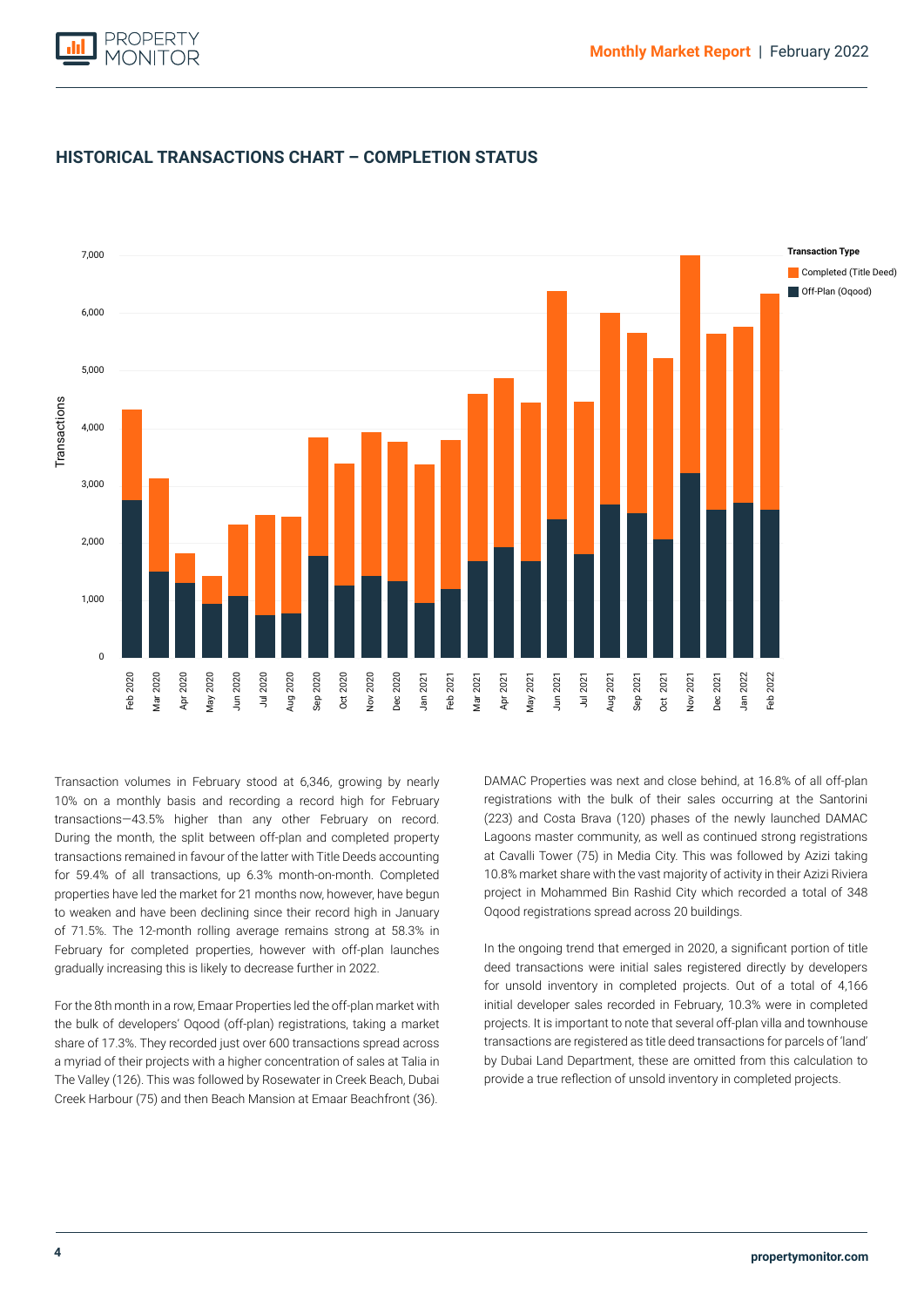## HISTORICAL TRANSACTIONS CHART – COMPLETION STATUS

Transaction volumes in February stood at 6,346, growing by nearly 10% on a monthly basis and recording a record high for February transactions—43.5% higher than any other February on record. During the month, the split between off-plan and completed property transactions remained in favour of the latter with Title Deeds accounting for 59.4% of all transactions, up 6.3% month-on-month. Completed properties have led the market for 21 months now, however, have begun to weaken and have been declining since their record high in January of 71.5%. The 12-month rolling average remains strong at 58.3% in February for completed properties, however with off-plan launches gradually increasing this is likely to decrease further in 2022.

For the 8th month in a row, Emaar Properties led the off-plan market with the bulk of developers' Oqood (off-plan) registrations, taking a market share of 17.3%. They recorded just over 600 transactions spread across a myriad of their projects with a higher concentration of sales at Talia in The Valley (126). This was followed by Rosewater in Creek Beach, Dubai Creek Harbour (75) and then Beach Mansion at Emaar Beachfront (36).

DAMAC Properties was next and close behind, at 16.8% of all off-plan registrations with the bulk of their sales occurring at the Santorini (223) and Costa Brava (120) phases of the newly launched DAMAC Lagoons master community, as well as continued strong registrations at Cavalli Tower (75) in Media City. This was followed by Azizi taking 10.8% market share with the vast majority of activity in their Azizi Riviera project in Mohammed Bin Rashid City which recorded a total of 348 Oqood registrations spread across 20 buildings.

In the ongoing trend that emerged in 2020, a significant portion of title deed transactions were initial sales registered directly by developers for unsold inventory in completed projects. Out of a total of 4,166 initial developer sales recorded in February, 10.3% were in completed projects. It is important to note that several off-plan villa and townhouse transactions are registered as title deed transactions for parcels of 'land' by Dubai Land Department, these are omitted from this calculation to provide a true reflection of unsold inventory in completed projects.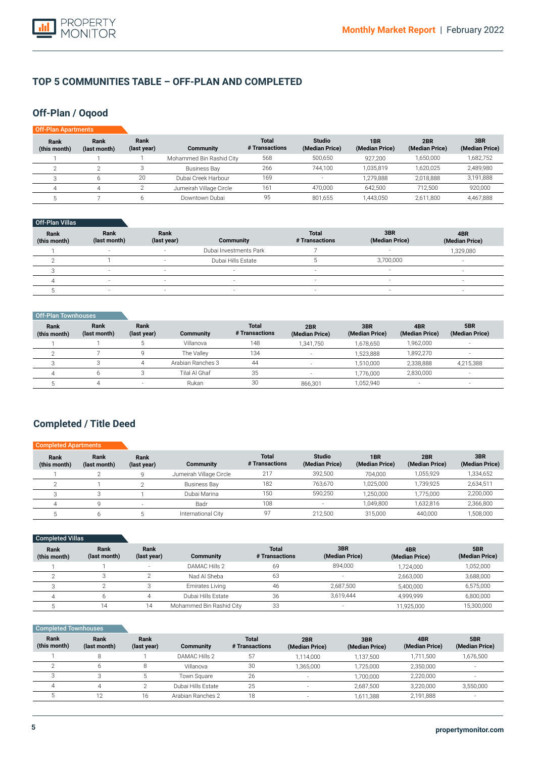## TOP 5 COMMUNITIES TABLE – OFF-PLAN AND COMPLETED

### Off-Plan / Oqood

**Off-Plan Apartments**

| Rank (this month) | Rank (last month) | Rank (last year) | Community | Total # Transactions | Studio (Median Price) | 1BR (Median Price) | 2BR (Median Price) | 3BR (Median Price) |
|---|---|---|---|---|---|---|---|---|
| 1 | 1 | 1 | Mohammed Bin Rashid City | 568 | 500,650 | 927,200 | 1,650,000 | 1,682,752 |
| 2 | 2 | 3 | Business Bay | 266 | 744,100 | 1,035,819 | 1,620,025 | 2,489,980 |
| 3 | 6 | 20 | Dubai Creek Harbour | 169 | - | 1,279,888 | 2,018,888 | 3,191,888 |
| 4 | 4 | 2 | Jumeirah Village Circle | 161 | 470,000 | 642,500 | 712,500 | 920,000 |
| 5 | 7 | 6 | Downtown Dubai | 95 | 801,655 | 1,443,050 | 2,611,800 | 4,467,888 |

**Off-Plan Villas**

| Rank (this month) | Rank (last month) | Rank (last year) | Community | Total # Transactions | 3BR (Median Price) | 4BR (Median Price) |
|---|---|---|---|---|---|---|
| 1 | - | - | Dubai Investments Park | 7 | - | 1,329,080 |
| 2 | 1 | - | Dubai Hills Estate | 5 | 3,700,000 | - |
| 3 | - | - | - | - | - | - |
| 4 | - | - | - | - | - | - |
| 5 | - | - | - | - | - | - |

**Off-Plan Townhouses**

| Rank (this month) | Rank (last month) | Rank (last year) | Community | Total # Transactions | 2BR (Median Price) | 3BR (Median Price) | 4BR (Median Price) | 5BR (Median Price) |
|---|---|---|---|---|---|---|---|---|
| 1 | 1 | 5 | Villanova | 148 | 1,341,750 | 1,678,650 | 1,962,000 | - |
| 2 | 7 | 9 | The Valley | 134 | - | 1,523,888 | 1,892,270 | - |
| 3 | 3 | 4 | Arabian Ranches 3 | 44 | - | 1,510,000 | 2,338,888 | 4,215,388 |
| 4 | 6 | 3 | Tilal Al Ghaf | 35 | - | 1,776,000 | 2,830,000 | - |
| 5 | 4 | - | Rukan | 30 | 866,301 | 1,052,940 | - | - |

### Completed / Title Deed

**Completed Apartments**

| Rank (this month) | Rank (last month) | Rank (last year) | Community | Total # Transactions | Studio (Median Price) | 1BR (Median Price) | 2BR (Median Price) | 3BR (Median Price) |
|---|---|---|---|---|---|---|---|---|
| 1 | 2 | 9 | Jumeirah Village Circle | 217 | 392,500 | 704,000 | 1,055,929 | 1,334,652 |
| 2 | 1 | 2 | Business Bay | 182 | 763,670 | 1,025,000 | 1,739,925 | 2,634,511 |
| 3 | 3 | 1 | Dubai Marina | 150 | 590,250 | 1,250,000 | 1,775,000 | 2,200,000 |
| 4 | 9 | - | Badr | 108 | - | 1,049,800 | 1,632,816 | 2,366,800 |
| 5 | 6 | 5 | International City | 97 | 212,500 | 315,000 | 440,000 | 1,508,000 |

**Completed Villas**

| Rank (this month) | Rank (last month) | Rank (last year) | Community | Total # Transactions | 3BR (Median Price) | 4BR (Median Price) | 5BR (Median Price) |
|---|---|---|---|---|---|---|---|
| 1 | 1 | - | DAMAC Hills 2 | 69 | 894,000 | 1,724,000 | 1,052,000 |
| 2 | 3 | 2 | Nad Al Sheba | 63 | - | 2,663,000 | 3,688,000 |
| 3 | 2 | 3 | Emirates Living | 46 | 2,687,500 | 5,400,000 | 6,575,000 |
| 4 | 6 | 4 | Dubai Hills Estate | 36 | 3,619,444 | 4,999,999 | 6,800,000 |
| 5 | 14 | 14 | Mohammed Bin Rashid City | 33 | - | 11,925,000 | 15,300,000 |

**Completed Townhouses**

| Rank (this month) | Rank (last month) | Rank (last year) | Community | Total # Transactions | 2BR (Median Price) | 3BR (Median Price) | 4BR (Median Price) | 5BR (Median Price) |
|---|---|---|---|---|---|---|---|---|
| 1 | 8 | 1 | DAMAC Hills 2 | 57 | 1,114,000 | 1,137,500 | 1,711,500 | 1,676,500 |
| 2 | 6 | 8 | Villanova | 30 | 1,365,000 | 1,725,000 | 2,350,000 | - |
| 3 | 3 | 5 | Town Square | 26 | - | 1,700,000 | 2,220,000 | - |
| 4 | 4 | 2 | Dubai Hills Estate | 25 | - | 2,687,500 | 3,220,000 | 3,550,000 |
| 5 | 12 | 16 | Arabian Ranches 2 | 18 | - | 1,611,388 | 2,191,888 | - |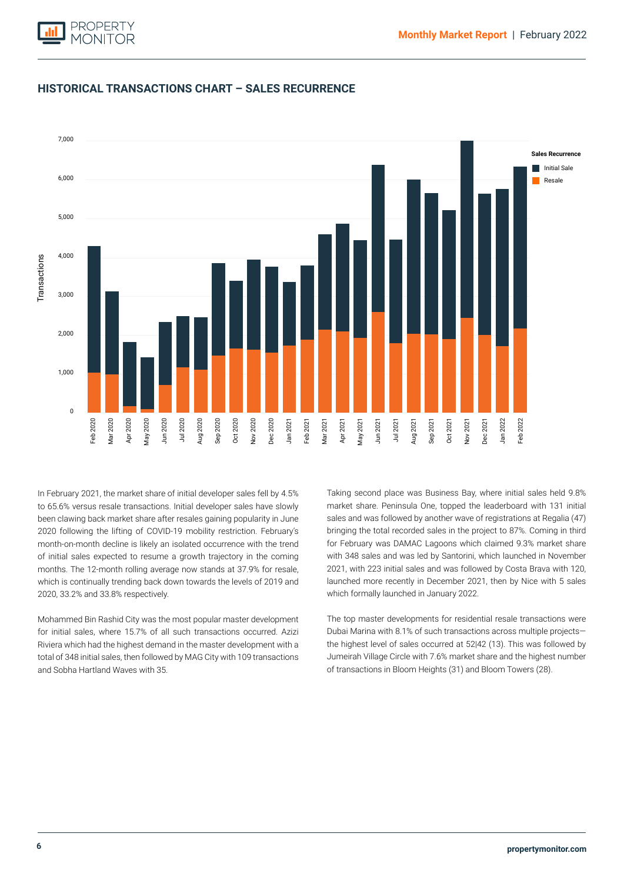## HISTORICAL TRANSACTIONS CHART – SALES RECURRENCE

In February 2021, the market share of initial developer sales fell by 4.5% to 65.6% versus resale transactions. Initial developer sales have slowly been clawing back market share after resales gaining popularity in June 2020 following the lifting of COVID-19 mobility restriction. February's month-on-month decline is likely an isolated occurrence with the trend of initial sales expected to resume a growth trajectory in the coming months. The 12-month rolling average now stands at 37.9% for resale, which is continually trending back down towards the levels of 2019 and 2020, 33.2% and 33.8% respectively.

Mohammed Bin Rashid City was the most popular master development for initial sales, where 15.7% of all such transactions occurred. Azizi Riviera which had the highest demand in the master development with a total of 348 initial sales, then followed by MAG City with 109 transactions and Sobha Hartland Waves with 35.

Taking second place was Business Bay, where initial sales held 9.8% market share. Peninsula One, topped the leaderboard with 131 initial sales and was followed by another wave of registrations at Regalia (47) bringing the total recorded sales in the project to 87%. Coming in third for February was DAMAC Lagoons which claimed 9.3% market share with 348 sales and was led by Santorini, which launched in November 2021, with 223 initial sales and was followed by Costa Brava with 120, launched more recently in December 2021, then by Nice with 5 sales which formally launched in January 2022.

The top master developments for residential resale transactions were Dubai Marina with 8.1% of such transactions across multiple projects—the highest level of sales occurred at 52|42 (13). This was followed by Jumeirah Village Circle with 7.6% market share and the highest number of transactions in Bloom Heights (31) and Bloom Towers (28).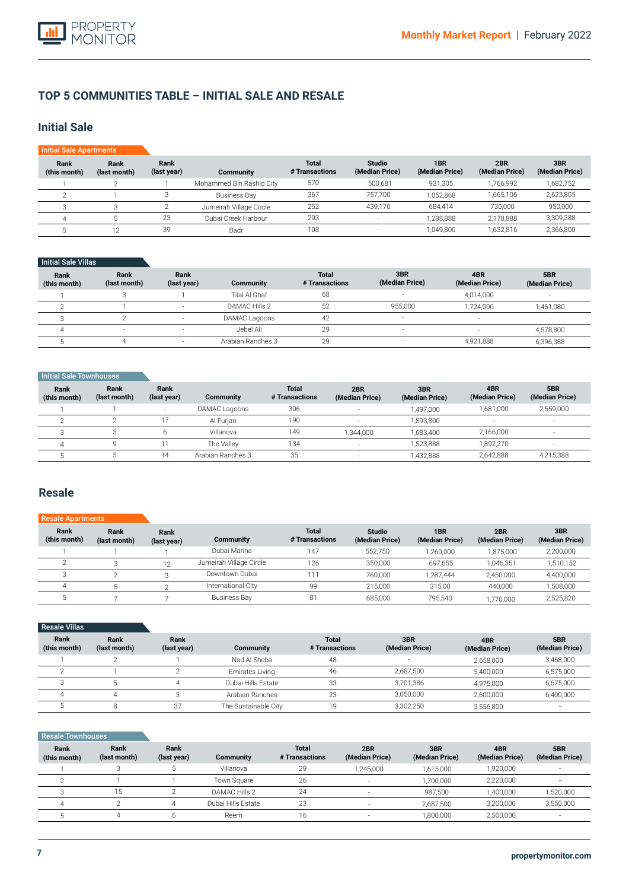## TOP 5 COMMUNITIES TABLE – INITIAL SALE AND RESALE

### Initial Sale

**Initial Sale Apartments**

| Rank (this month) | Rank (last month) | Rank (last year) | Community | Total # Transactions | Studio (Median Price) | 1BR (Median Price) | 2BR (Median Price) | 3BR (Median Price) |
|---|---|---|---|---|---|---|---|---|
| 1 | 2 | 1 | Mohammed Bin Rashid City | 570 | 500,681 | 931,305 | 1,766,992 | 1,682,752 |
| 2 | 1 | 3 | Business Bay | 367 | 757,700 | 1,052,868 | 1,665,106 | 2,623,805 |
| 3 | 3 | 2 | Jumeirah Village Circle | 252 | 439,170 | 684,414 | 730,000 | 950,000 |
| 4 | 5 | 23 | Dubai Creek Harbour | 203 | - | 1,288,888 | 2,178,888 | 3,309,388 |
| 5 | 12 | 39 | Badr | 108 | - | 1,049,800 | 1,632,816 | 2,366,800 |

**Initial Sale Villas**

| Rank (this month) | Rank (last month) | Rank (last year) | Community | Total # Transactions | 3BR (Median Price) | 4BR (Median Price) | 5BR (Median Price) |
|---|---|---|---|---|---|---|---|
| 1 | 3 | 1 | Tilal Al Ghaf | 68 | - | 4,014,000 | - |
| 2 | 1 | - | DAMAC Hills 2 | 52 | 955,000 | 1,724,000 | 1,461,080 |
| 3 | 2 | - | DAMAC Lagoons | 42 | - | - | - |
| 4 | - | - | Jebel Ali | 29 | - | - | 4,578,800 |
| 5 | 4 | - | Arabian Ranches 3 | 29 | - | 4,921,888 | 6,396,388 |

**Initial Sale Townhouses**

| Rank (this month) | Rank (last month) | Rank (last year) | Community | Total # Transactions | 2BR (Median Price) | 3BR (Median Price) | 4BR (Median Price) | 5BR (Median Price) |
|---|---|---|---|---|---|---|---|---|
| 1 | 1 | - | DAMAC Lagoons | 306 | - | 1,497,000 | 1,681,000 | 2,559,000 |
| 2 | 2 | 17 | Al Furjan | 190 | - | 1,893,800 | - | - |
| 3 | 3 | 6 | Villanova | 149 | 1,344,000 | 1,683,400 | 2,166,000 | - |
| 4 | 9 | 11 | The Valley | 134 | - | 1,523,888 | 1,892,270 | - |
| 5 | 5 | 14 | Arabian Ranches 3 | 35 | - | 1,432,888 | 2,642,888 | 4,215,388 |

### Resale

**Resale Apartments**

| Rank (this month) | Rank (last month) | Rank (last year) | Community | Total # Transactions | Studio (Median Price) | 1BR (Median Price) | 2BR (Median Price) | 3BR (Median Price) |
|---|---|---|---|---|---|---|---|---|
| 1 | 1 | 1 | Dubai Marina | 147 | 552,750 | 1,260,000 | 1,875,000 | 2,200,000 |
| 2 | 3 | 12 | Jumeirah Village Circle | 126 | 350,000 | 697,655 | 1,046,351 | 1,510,152 |
| 3 | 2 | 3 | Downtown Dubai | 111 | 760,000 | 1,287,444 | 2,450,000 | 4,400,000 |
| 4 | 5 | 2 | International City | 99 | 215,000 | 315,00 | 440,000 | 1,508,000 |
| 5 | 7 | 7 | Business Bay | 81 | 685,000 | 795,540 | 1,770,000 | 2,525,820 |

**Resale Villas**

| Rank (this month) | Rank (last month) | Rank (last year) | Community | Total # Transactions | 3BR (Median Price) | 4BR (Median Price) | 5BR (Median Price) |
|---|---|---|---|---|---|---|---|
| 1 | 2 | 1 | Nad Al Sheba | 48 | - | 2,658,000 | 3,468,000 |
| 2 | 1 | 2 | Emirates Living | 46 | 2,687,500 | 5,400,000 | 6,575,000 |
| 3 | 5 | 4 | Dubai Hills Estate | 33 | 3,701,386 | 4,975,000 | 6,675,000 |
| 4 | 4 | 3 | Arabian Ranches | 23 | 3,050,000 | 2,600,000 | 6,400,000 |
| 5 | 8 | 37 | The Sustainable City | 19 | 3,302,250 | 3,556,800 | - |

**Resale Townhouses**

| Rank (this month) | Rank (last month) | Rank (last year) | Community | Total # Transactions | 2BR (Median Price) | 3BR (Median Price) | 4BR (Median Price) | 5BR (Median Price) |
|---|---|---|---|---|---|---|---|---|
| 1 | 3 | 5 | Villanova | 29 | 1,245,000 | 1,615,000 | 1,920,000 | - |
| 2 | 1 | 1 | Town Square | 26 | - | 1,700,000 | 2,220,000 | - |
| 3 | 15 | 2 | DAMAC Hills 2 | 24 | - | 987,500 | 1,400,000 | 1,520,000 |
| 4 | 2 | 4 | Dubai Hills Estate | 23 | - | 2,687,500 | 3,200,000 | 3,550,000 |
| 5 | 4 | 6 | Reem | 16 | - | 1,800,000 | 2,500,000 | - |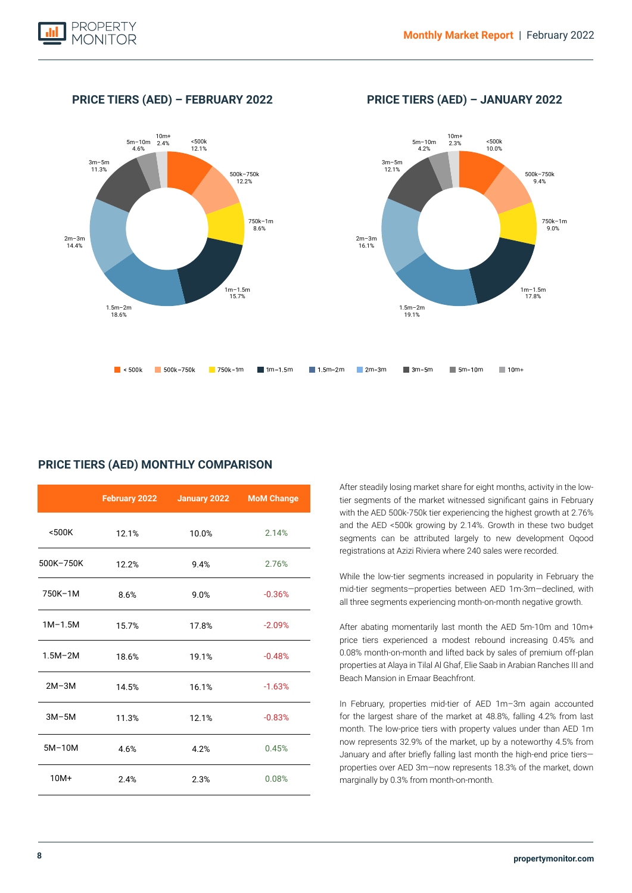## PRICE TIERS (AED) – FEBRUARY 2022

| Price Tier | Share |
|---|---|
| <500k | 12.1% |
| 500k–750k | 12.2% |
| 750k–1m | 8.6% |
| 1m–1.5m | 15.7% |
| 1.5m–2m | 18.6% |
| 2m–3m | 14.4% |
| 3m–5m | 11.3% |
| 5m–10m | 4.6% |
| 10m+ | 2.4% |

## PRICE TIERS (AED) – JANUARY 2022

| Price Tier | Share |
|---|---|
| <500k | 10.0% |
| 500k–750k | 9.4% |
| 750k–1m | 9.0% |
| 1m–1.5m | 17.8% |
| 1.5m–2m | 19.1% |
| 2m–3m | 16.1% |
| 3m–5m | 12.1% |
| 5m–10m | 4.2% |
| 10m+ | 2.3% |

## PRICE TIERS (AED) MONTHLY COMPARISON

| | February 2022 | January 2022 | MoM Change |
|---|---|---|---|
| <500K | 12.1% | 10.0% | 2.14% |
| 500K–750K | 12.2% | 9.4% | 2.76% |
| 750K–1M | 8.6% | 9.0% | -0.36% |
| 1M–1.5M | 15.7% | 17.8% | -2.09% |
| 1.5M–2M | 18.6% | 19.1% | -0.48% |
| 2M–3M | 14.5% | 16.1% | -1.63% |
| 3M–5M | 11.3% | 12.1% | -0.83% |
| 5M–10M | 4.6% | 4.2% | 0.45% |
| 10M+ | 2.4% | 2.3% | 0.08% |

After steadily losing market share for eight months, activity in the low-tier segments of the market witnessed significant gains in February with the AED 500k-750k tier experiencing the highest growth at 2.76% and the AED <500k growing by 2.14%. Growth in these two budget segments can be attributed largely to new development Oqood registrations at Azizi Riviera where 240 sales were recorded.

While the low-tier segments increased in popularity in February the mid-tier segments—properties between AED 1m-3m—declined, with all three segments experiencing month-on-month negative growth.

After abating momentarily last month the AED 5m-10m and 10m+ price tiers experienced a modest rebound increasing 0.45% and 0.08% month-on-month and lifted back by sales of premium off-plan properties at Alaya in Tilal Al Ghaf, Elie Saab in Arabian Ranches III and Beach Mansion in Emaar Beachfront.

In February, properties mid-tier of AED 1m–3m again accounted for the largest share of the market at 48.8%, falling 4.2% from last month. The low-price tiers with property values under than AED 1m now represents 32.9% of the market, up by a noteworthy 4.5% from January and after briefly falling last month the high-end price tiers—properties over AED 3m—now represents 18.3% of the market, down marginally by 0.3% from month-on-month.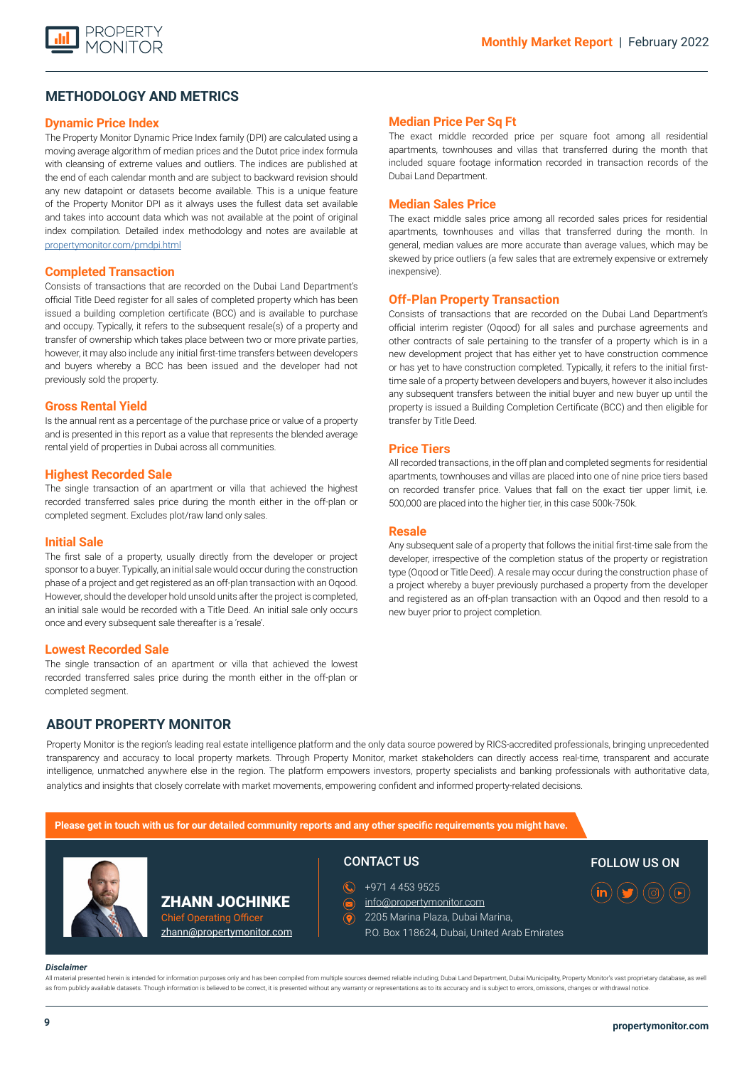## METHODOLOGY AND METRICS

### Dynamic Price Index

The Property Monitor Dynamic Price Index family (DPI) are calculated using a moving average algorithm of median prices and the Dutot price index formula with cleansing of extreme values and outliers. The indices are published at the end of each calendar month and are subject to backward revision should any new datapoint or datasets become available. This is a unique feature of the Property Monitor DPI as it always uses the fullest data set available and takes into account data which was not available at the point of original index compilation. Detailed index methodology and notes are available at propertymonitor.com/pmdpi.html

### Completed Transaction

Consists of transactions that are recorded on the Dubai Land Department's official Title Deed register for all sales of completed property which has been issued a building completion certificate (BCC) and is available to purchase and occupy. Typically, it refers to the subsequent resale(s) of a property and transfer of ownership which takes place between two or more private parties, however, it may also include any initial first-time transfers between developers and buyers whereby a BCC has been issued and the developer had not previously sold the property.

### Gross Rental Yield

Is the annual rent as a percentage of the purchase price or value of a property and is presented in this report as a value that represents the blended average rental yield of properties in Dubai across all communities.

### Highest Recorded Sale

The single transaction of an apartment or villa that achieved the highest recorded transferred sales price during the month either in the off-plan or completed segment. Excludes plot/raw land only sales.

### Initial Sale

The first sale of a property, usually directly from the developer or project sponsor to a buyer. Typically, an initial sale would occur during the construction phase of a project and get registered as an off-plan transaction with an Oqood. However, should the developer hold unsold units after the project is completed, an initial sale would be recorded with a Title Deed. An initial sale only occurs once and every subsequent sale thereafter is a 'resale'.

### Lowest Recorded Sale

The single transaction of an apartment or villa that achieved the lowest recorded transferred sales price during the month either in the off-plan or completed segment.

### Median Price Per Sq Ft

The exact middle recorded price per square foot among all residential apartments, townhouses and villas that transferred during the month that included square footage information recorded in transaction records of the Dubai Land Department.

### Median Sales Price

The exact middle sales price among all recorded sales prices for residential apartments, townhouses and villas that transferred during the month. In general, median values are more accurate than average values, which may be skewed by price outliers (a few sales that are extremely expensive or extremely inexpensive).

### Off-Plan Property Transaction

Consists of transactions that are recorded on the Dubai Land Department's official interim register (Oqood) for all sales and purchase agreements and other contracts of sale pertaining to the transfer of a property which is in a new development project that has either yet to have construction commence or has yet to have construction completed. Typically, it refers to the initial first-time sale of a property between developers and buyers, however it also includes any subsequent transfers between the initial buyer and new buyer up until the property is issued a Building Completion Certificate (BCC) and then eligible for transfer by Title Deed.

### Price Tiers

All recorded transactions, in the off plan and completed segments for residential apartments, townhouses and villas are placed into one of nine price tiers based on recorded transfer price. Values that fall on the exact tier upper limit, i.e. 500,000 are placed into the higher tier, in this case 500k-750k.

### Resale

Any subsequent sale of a property that follows the initial first-time sale from the developer, irrespective of the completion status of the property or registration type (Oqood or Title Deed). A resale may occur during the construction phase of a project whereby a buyer previously purchased a property from the developer and registered as an off-plan transaction with an Oqood and then resold to a new buyer prior to project completion.

## ABOUT PROPERTY MONITOR

Property Monitor is the region's leading real estate intelligence platform and the only data source powered by RICS-accredited professionals, bringing unprecedented transparency and accuracy to local property markets. Through Property Monitor, market stakeholders can directly access real-time, transparent and accurate intelligence, unmatched anywhere else in the region. The platform empowers investors, property specialists and banking professionals with authoritative data, analytics and insights that closely correlate with market movements, empowering confident and informed property-related decisions.

**Please get in touch with us for our detailed community reports and any other specific requirements you might have.**

**ZHANN JOCHINKE**
Chief Operating Officer
zhann@propertymonitor.com

**CONTACT US**

+971 4 453 9525
info@propertymonitor.com
2205 Marina Plaza, Dubai Marina,
P.O. Box 118624, Dubai, United Arab Emirates

**FOLLOW US ON**

***Disclaimer***

All material presented herein is intended for information purposes only and has been compiled from multiple sources deemed reliable including; Dubai Land Department, Dubai Municipality, Property Monitor's vast proprietary database, as well as from publicly available datasets. Though information is believed to be correct, it is presented without any warranty or representations as to its accuracy and is subject to errors, omissions, changes or withdrawal notice.